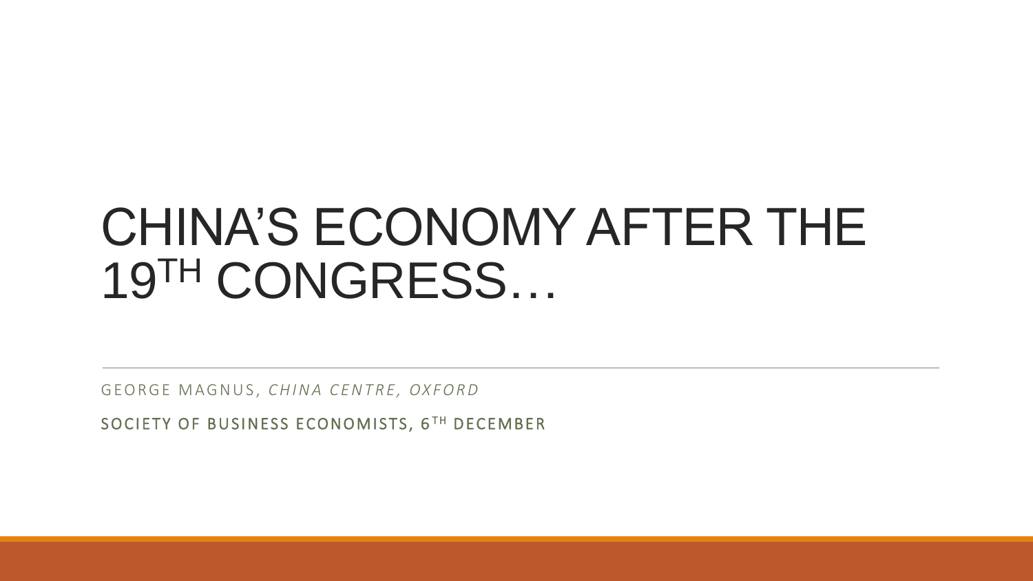# CHINA'S ECONOMY AFTER THE 19TH CONGRESS…

GEORGE MAGNUS, *CHINA CENTRE, OXFORD*

SOCIETY OF BUSINESS ECONOMISTS, 6TH DECEMBER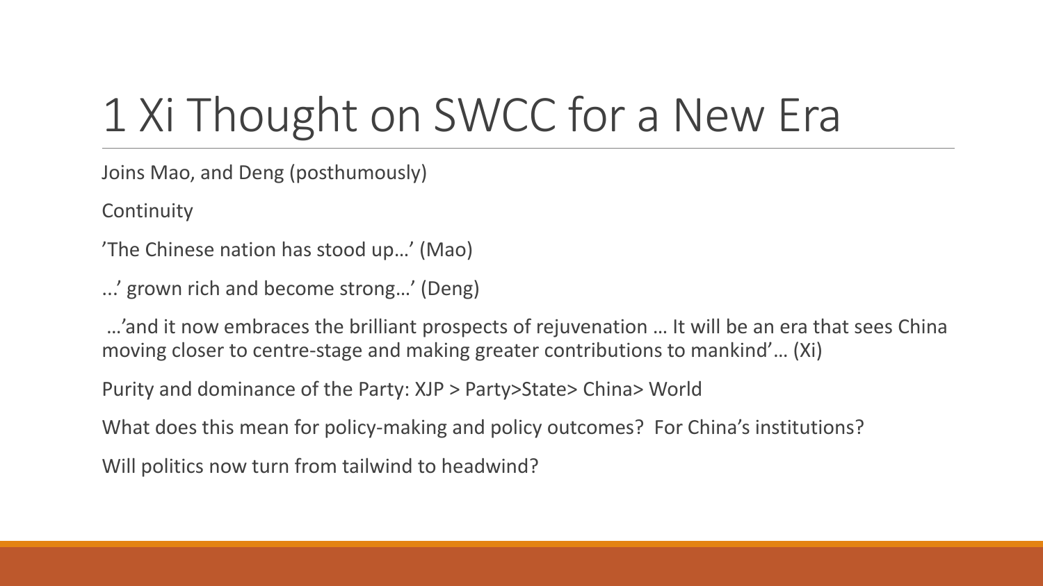# 1 Xi Thought on SWCC for a New Era

Joins Mao, and Deng (posthumously)

Continuity

’The Chinese nation has stood up…’ (Mao)

...’ grown rich and become strong…’ (Deng)

…’and it now embraces the brilliant prospects of rejuvenation … It will be an era that sees China moving closer to centre-stage and making greater contributions to mankind’… (Xi)

Purity and dominance of the Party: XJP > Party>State> China> World

What does this mean for policy-making and policy outcomes? For China’s institutions?

Will politics now turn from tailwind to headwind?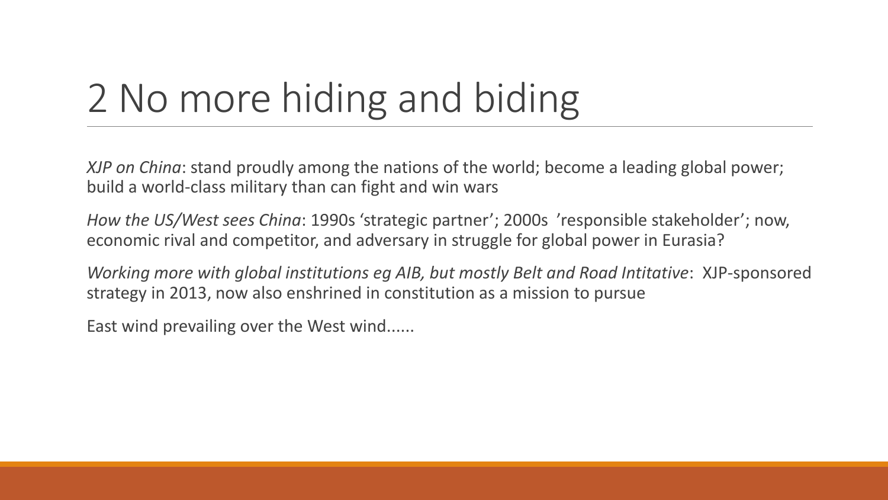# 2 No more hiding and biding

*XJP on China*: stand proudly among the nations of the world; become a leading global power; build a world-class military than can fight and win wars

*How the US/West sees China*: 1990s ‘strategic partner’; 2000s ’responsible stakeholder’; now, economic rival and competitor, and adversary in struggle for global power in Eurasia?

*Working more with global institutions eg AIB, but mostly Belt and Road Intitative*: XJP-sponsored strategy in 2013, now also enshrined in constitution as a mission to pursue

East wind prevailing over the West wind......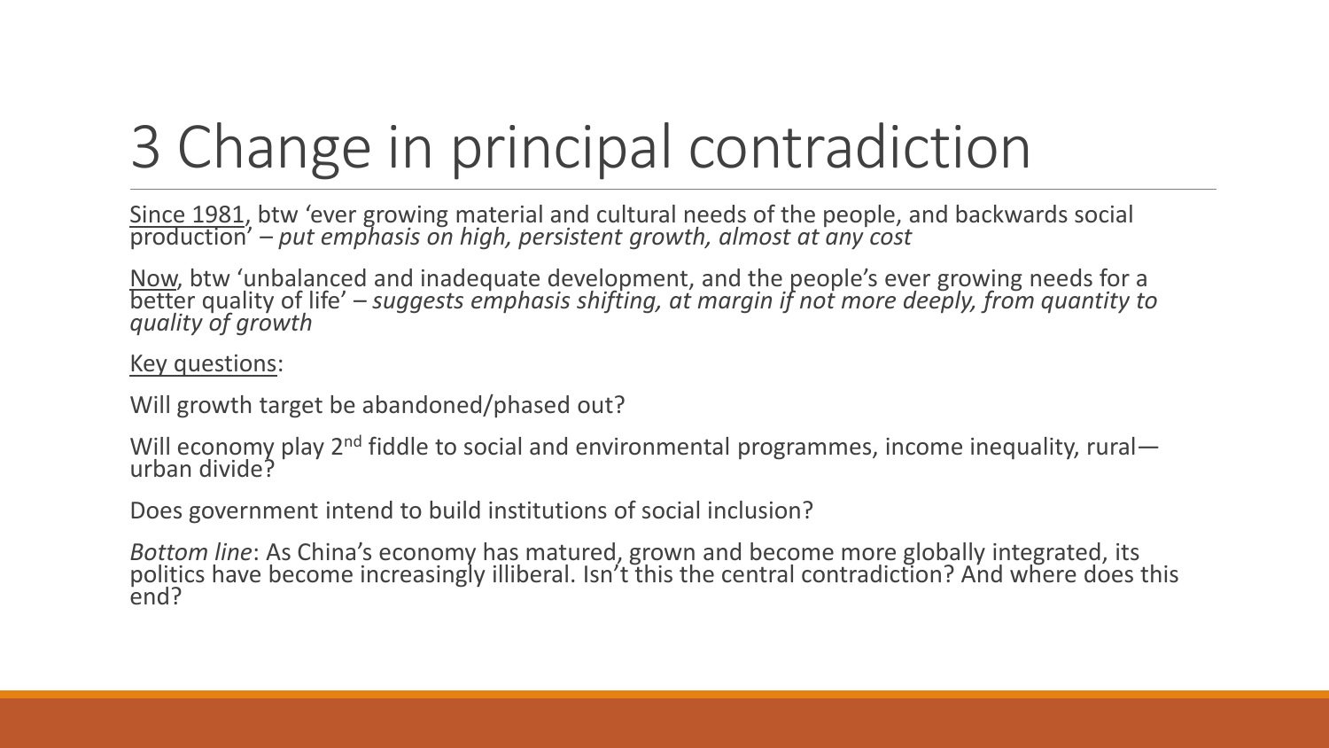# 3 Change in principal contradiction

Since 1981, btw 'ever growing material and cultural needs of the people, and backwards social production' – *put emphasis on high, persistent growth, almost at any cost*

Now, btw 'unbalanced and inadequate development, and the people's ever growing needs for a better quality of life' – *suggests emphasis shifting, at margin if not more deeply, from quantity to quality of growth*

Key questions:

Will growth target be abandoned/phased out?

Will economy play 2nd fiddle to social and environmental programmes, income inequality, rural—urban divide?

Does government intend to build institutions of social inclusion?

*Bottom line*: As China's economy has matured, grown and become more globally integrated, its politics have become increasingly illiberal. Isn't this the central contradiction? And where does this end?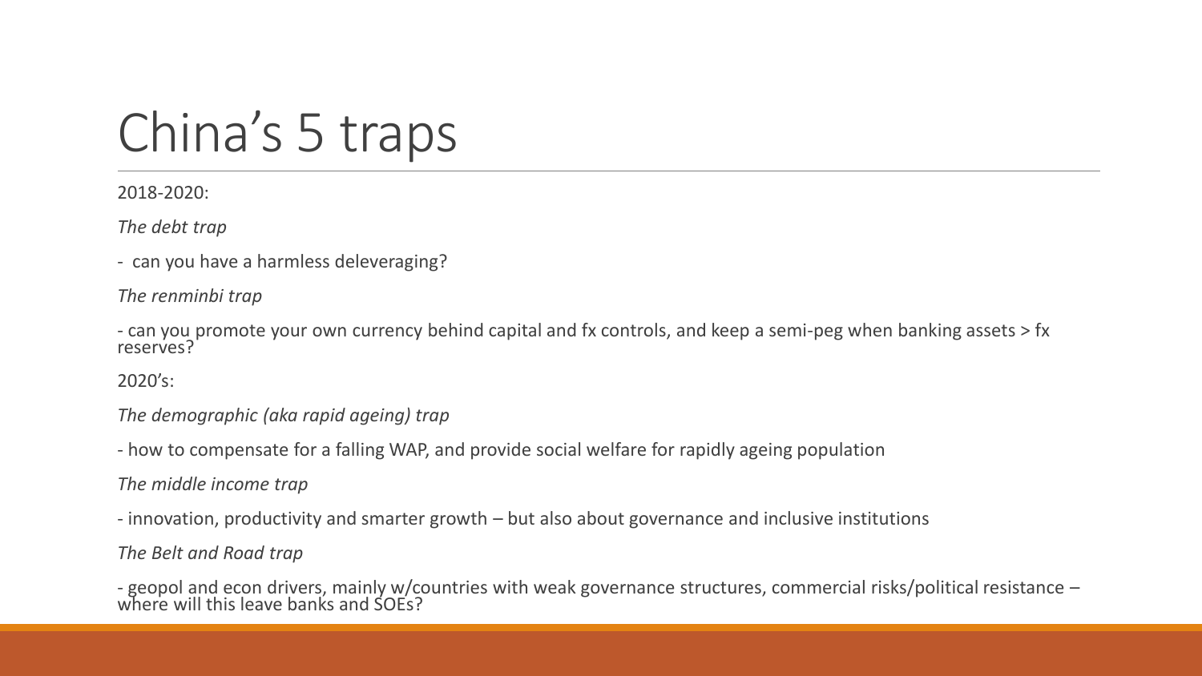# China's 5 traps

2018-2020:

*The debt trap*

- can you have a harmless deleveraging?

*The renminbi trap*

- can you promote your own currency behind capital and fx controls, and keep a semi-peg when banking assets > fx reserves?

2020's:

*The demographic (aka rapid ageing) trap*

- how to compensate for a falling WAP, and provide social welfare for rapidly ageing population

*The middle income trap*

- innovation, productivity and smarter growth – but also about governance and inclusive institutions

*The Belt and Road trap*

- geopol and econ drivers, mainly w/countries with weak governance structures, commercial risks/political resistance – where will this leave banks and SOEs?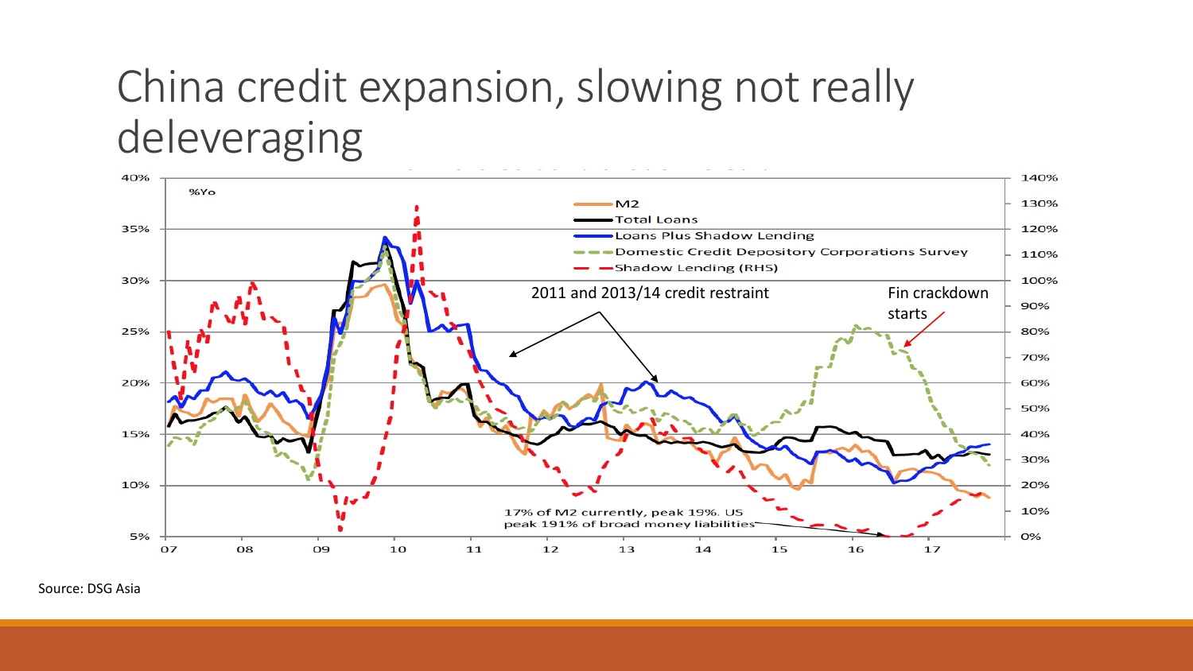# China credit expansion, slowing not really deleveraging

%Yo

- M2
- Total Loans
- Loans Plus Shadow Lending
- Domestic Credit Depository Corporations Survey
- Shadow Lending (RHS)

2011 and 2013/14 credit restraint

Fin crackdown starts

17% of M2 currently, peak 19%. US peak 191% of broad money liabilities

Source: DSG Asia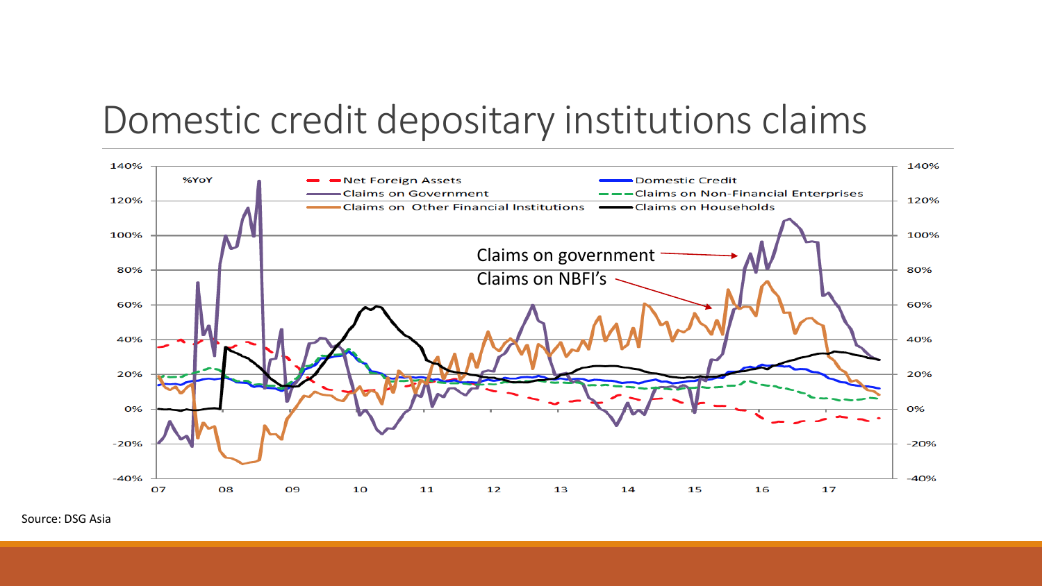# Domestic credit depositary institutions claims

%YoY

Net Foreign Assets — Domestic Credit — Claims on Government — Claims on Non-Financial Enterprises — Claims on Other Financial Institutions — Claims on Households

Claims on government

Claims on NBFI's

Source: DSG Asia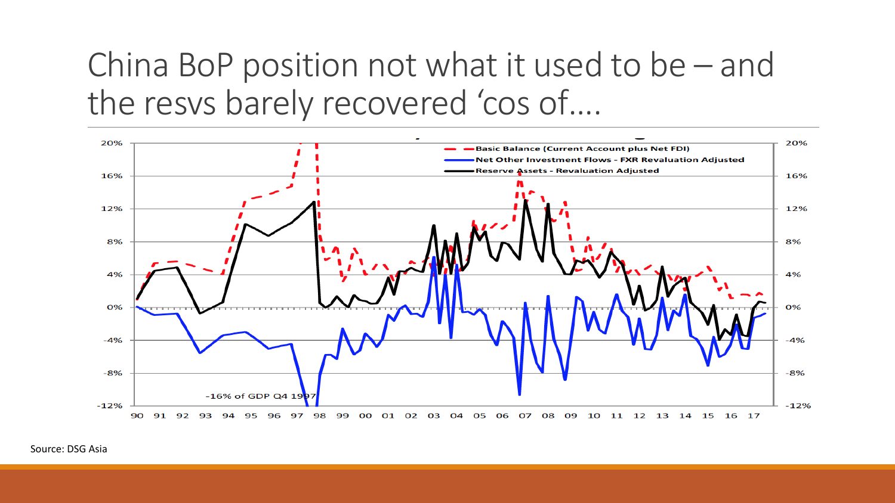# China BoP position not what it used to be – and the resvs barely recovered 'cos of….

Basic Balance (Current Account plus Net FDI)

Net Other Investment Flows - FXR Revaluation Adjusted

Reserve Assets - Revaluation Adjusted

-16% of GDP Q4 1997

Source: DSG Asia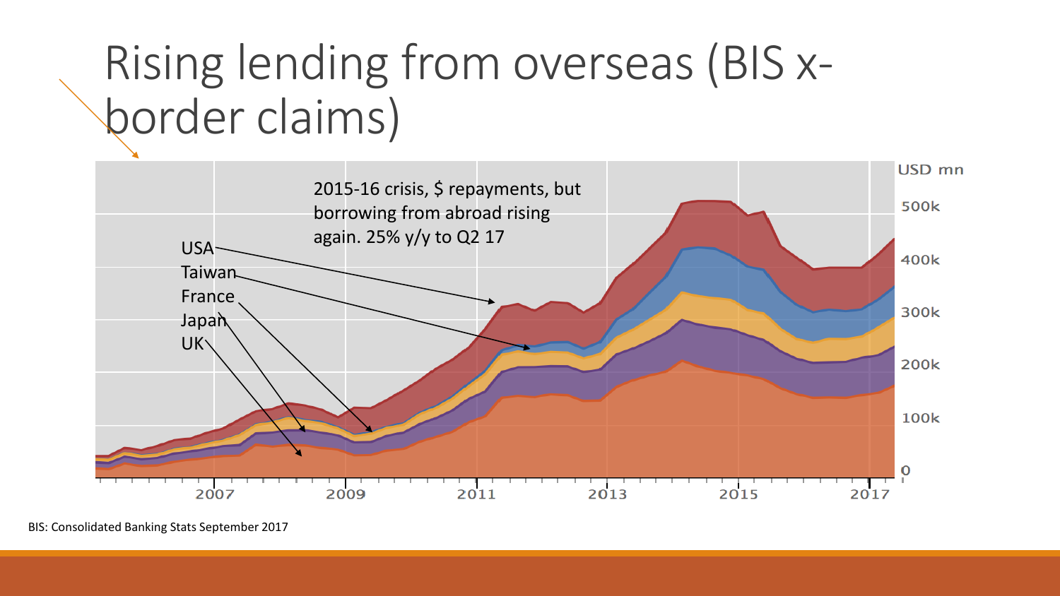# Rising lending from overseas (BIS x-border claims)

2015-16 crisis, $ repayments, but borrowing from abroad rising again. 25% y/y to Q2 17

USA

Taiwan

France

Japan

UK

USD mn

500k

400k

300k

200k

100k

0

2007

2009

2011

2013

2015

2017

BIS: Consolidated Banking Stats September 2017